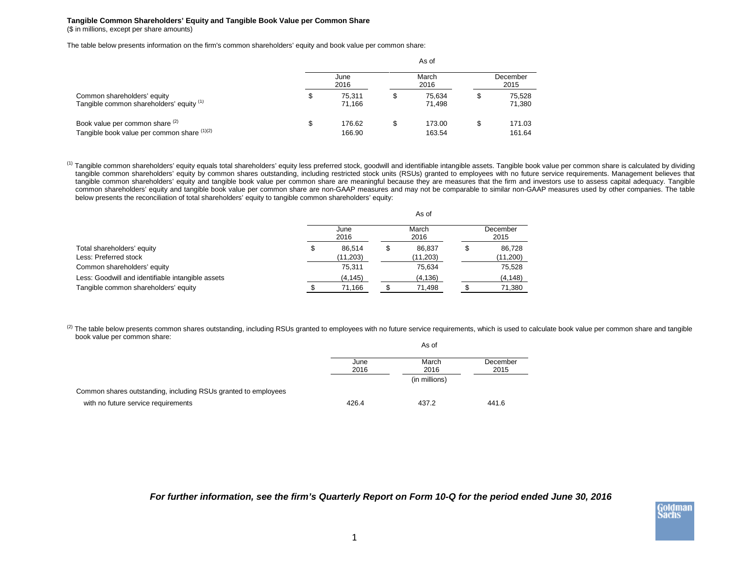**Tangible Common Shareholders' Equity and Tangible Book Value per Common Share**

($ in millions, except per share amounts)

The table below presents information on the firm's common shareholders' equity and book value per common share:

| | As of | | |
|---|---|---|---|
| | June 2016 | March 2016 | December 2015 |
| Common shareholders' equity | $ 75,311 | $ 75,634 | $ 75,528 |
| Tangible common shareholders' equity [1] | 71,166 | 71,498 | 71,380 |
| Book value per common share [2] | $ 176.62 | $ 173.00 | $ 171.03 |
| Tangible book value per common share [1][2] | 166.90 | 163.54 | 161.64 |

[1] Tangible common shareholders' equity equals total shareholders' equity less preferred stock, goodwill and identifiable intangible assets. Tangible book value per common share is calculated by dividing tangible common shareholders' equity by common shares outstanding, including restricted stock units (RSUs) granted to employees with no future service requirements. Management believes that tangible common shareholders' equity and tangible book value per common share are meaningful because they are measures that the firm and investors use to assess capital adequacy. Tangible common shareholders' equity and tangible book value per common share are non-GAAP measures and may not be comparable to similar non-GAAP measures used by other companies. The table below presents the reconciliation of total shareholders' equity to tangible common shareholders' equity:

| | As of | | |
|---|---|---|---|
| | June 2016 | March 2016 | December 2015 |
| Total shareholders' equity | $ 86,514 | $ 86,837 | $ 86,728 |
| Less: Preferred stock | (11,203) | (11,203) | (11,200) |
| Common shareholders' equity | 75,311 | 75,634 | 75,528 |
| Less: Goodwill and identifiable intangible assets | (4,145) | (4,136) | (4,148) |
| Tangible common shareholders' equity | $ 71,166 | $ 71,498 | $ 71,380 |

[2] The table below presents common shares outstanding, including RSUs granted to employees with no future service requirements, which is used to calculate book value per common share and tangible book value per common share:

| | As of | | |
|---|---|---|---|
| | June 2016 | March 2016 | December 2015 |
| | | (in millions) | |
| Common shares outstanding, including RSUs granted to employees with no future service requirements | 426.4 | 437.2 | 441.6 |

***For further information, see the firm's Quarterly Report on Form 10-Q for the period ended June 30, 2016***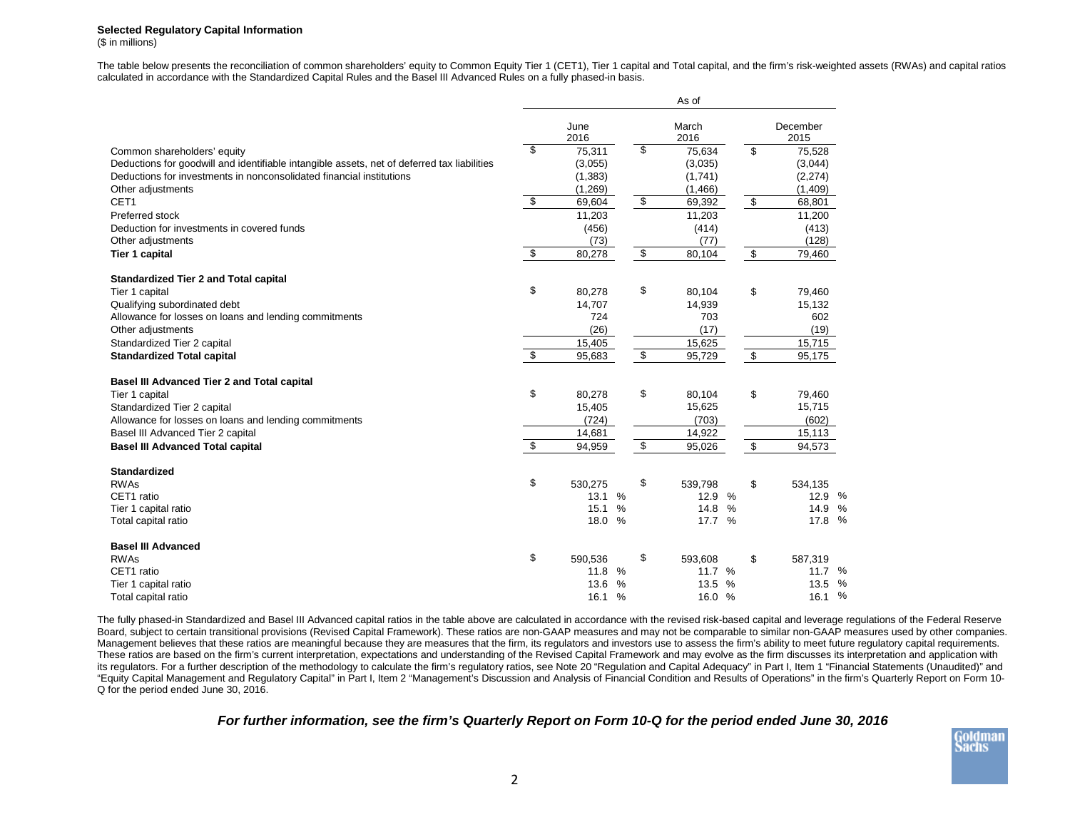**Selected Regulatory Capital Information**

($ in millions)

The table below presents the reconciliation of common shareholders' equity to Common Equity Tier 1 (CET1), Tier 1 capital and Total capital, and the firm's risk-weighted assets (RWAs) and capital ratios calculated in accordance with the Standardized Capital Rules and the Basel III Advanced Rules on a fully phased-in basis.

| | As of | | |
|---|---|---|---|
| | June 2016 | March 2016 | December 2015 |
| Common shareholders' equity | $ 75,311 | $ 75,634 | $ 75,528 |
| Deductions for goodwill and identifiable intangible assets, net of deferred tax liabilities | (3,055) | (3,035) | (3,044) |
| Deductions for investments in nonconsolidated financial institutions | (1,383) | (1,741) | (2,274) |
| Other adjustments | (1,269) | (1,466) | (1,409) |
| CET1 | $ 69,604 | $ 69,392 | $ 68,801 |
| Preferred stock | 11,203 | 11,203 | 11,200 |
| Deduction for investments in covered funds | (456) | (414) | (413) |
| Other adjustments | (73) | (77) | (128) |
| **Tier 1 capital** | $ 80,278 | $ 80,104 | $ 79,460 |
| **Standardized Tier 2 and Total capital** | | | |
| Tier 1 capital | $ 80,278 | $ 80,104 | $ 79,460 |
| Qualifying subordinated debt | 14,707 | 14,939 | 15,132 |
| Allowance for losses on loans and lending commitments | 724 | 703 | 602 |
| Other adjustments | (26) | (17) | (19) |
| Standardized Tier 2 capital | 15,405 | 15,625 | 15,715 |
| **Standardized Total capital** | $ 95,683 | $ 95,729 | $ 95,175 |
| **Basel III Advanced Tier 2 and Total capital** | | | |
| Tier 1 capital | $ 80,278 | $ 80,104 | $ 79,460 |
| Standardized Tier 2 capital | 15,405 | 15,625 | 15,715 |
| Allowance for losses on loans and lending commitments | (724) | (703) | (602) |
| Basel III Advanced Tier 2 capital | 14,681 | 14,922 | 15,113 |
| **Basel III Advanced Total capital** | $ 94,959 | $ 95,026 | $ 94,573 |
| **Standardized** | | | |
| RWAs | $ 530,275 | $ 539,798 | $ 534,135 |
| CET1 ratio | 13.1 % | 12.9 % | 12.9 % |
| Tier 1 capital ratio | 15.1 % | 14.8 % | 14.9 % |
| Total capital ratio | 18.0 % | 17.7 % | 17.8 % |
| **Basel III Advanced** | | | |
| RWAs | $ 590,536 | $ 593,608 | $ 587,319 |
| CET1 ratio | 11.8 % | 11.7 % | 11.7 % |
| Tier 1 capital ratio | 13.6 % | 13.5 % | 13.5 % |
| Total capital ratio | 16.1 % | 16.0 % | 16.1 % |

The fully phased-in Standardized and Basel III Advanced capital ratios in the table above are calculated in accordance with the revised risk-based capital and leverage regulations of the Federal Reserve Board, subject to certain transitional provisions (Revised Capital Framework). These ratios are non-GAAP measures and may not be comparable to similar non-GAAP measures used by other companies. Management believes that these ratios are meaningful because they are measures that the firm, its regulators and investors use to assess the firm's ability to meet future regulatory capital requirements. These ratios are based on the firm's current interpretation, expectations and understanding of the Revised Capital Framework and may evolve as the firm discusses its interpretation and application with its regulators. For a further description of the methodology to calculate the firm's regulatory ratios, see Note 20 "Regulation and Capital Adequacy" in Part I, Item 1 "Financial Statements (Unaudited)" and "Equity Capital Management and Regulatory Capital" in Part I, Item 2 "Management's Discussion and Analysis of Financial Condition and Results of Operations" in the firm's Quarterly Report on Form 10-Q for the period ended June 30, 2016.

***For further information, see the firm's Quarterly Report on Form 10-Q for the period ended June 30, 2016***